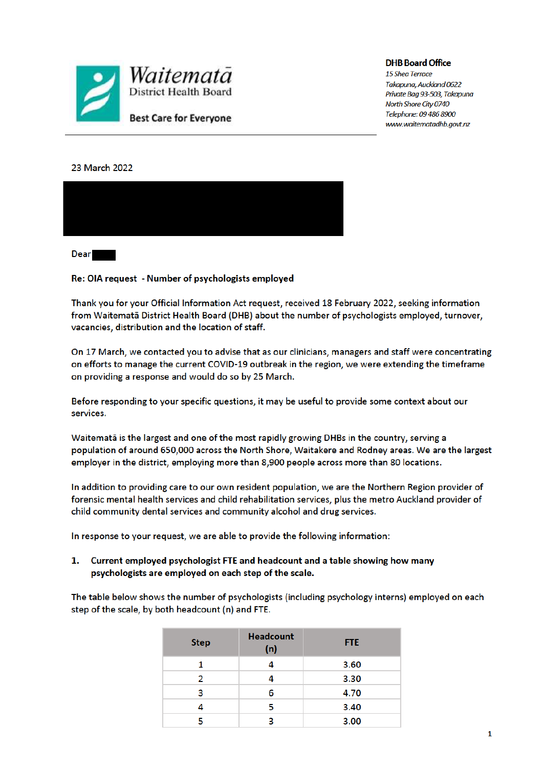Waitematā District Health Board

Best Care for Everyone

**DHB Board Office**
*15 Shea Terrace*
*Takapuna, Auckland 0622*
*Private Bag 93-503, Takapuna*
*North Shore City 0740*
*Telephone: 09 486 8900*
*www.waitematadhb.govt.nz*

23 March 2022

Dear

**Re: OIA request - Number of psychologists employed**

Thank you for your Official Information Act request, received 18 February 2022, seeking information from Waitematā District Health Board (DHB) about the number of psychologists employed, turnover, vacancies, distribution and the location of staff.

On 17 March, we contacted you to advise that as our clinicians, managers and staff were concentrating on efforts to manage the current COVID-19 outbreak in the region, we were extending the timeframe on providing a response and would do so by 25 March.

Before responding to your specific questions, it may be useful to provide some context about our services.

Waitematā is the largest and one of the most rapidly growing DHBs in the country, serving a population of around 650,000 across the North Shore, Waitakere and Rodney areas. We are the largest employer in the district, employing more than 8,900 people across more than 80 locations.

In addition to providing care to our own resident population, we are the Northern Region provider of forensic mental health services and child rehabilitation services, plus the metro Auckland provider of child community dental services and community alcohol and drug services.

In response to your request, we are able to provide the following information:

1. **Current employed psychologist FTE and headcount and a table showing how many psychologists are employed on each step of the scale.**

The table below shows the number of psychologists (including psychology interns) employed on each step of the scale, by both headcount (n) and FTE.

| Step | Headcount (n) | FTE |
|---|---|---|
| 1 | 4 | 3.60 |
| 2 | 4 | 3.30 |
| 3 | 6 | 4.70 |
| 4 | 5 | 3.40 |
| 5 | 3 | 3.00 |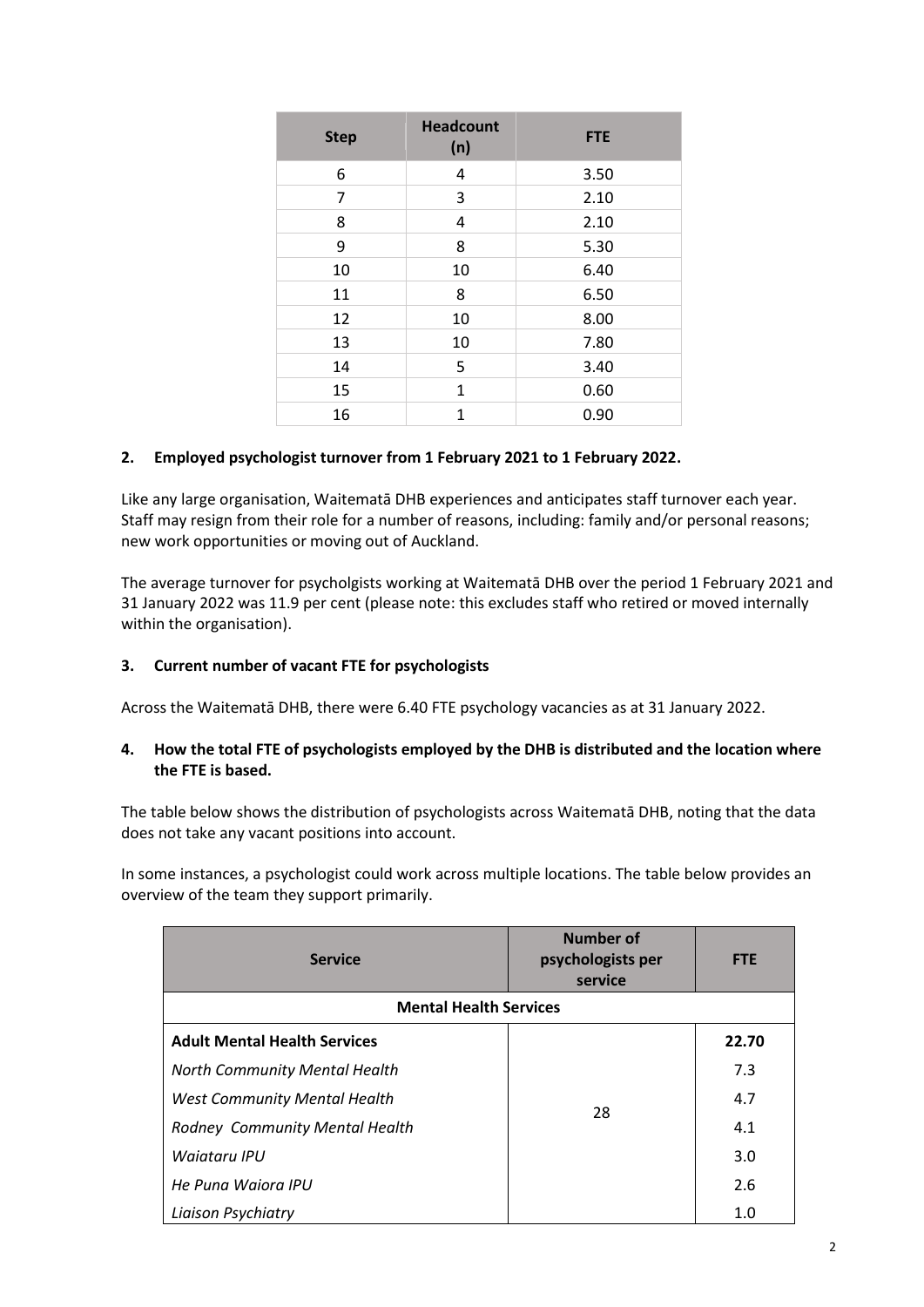| Step | Headcount (n) | FTE |
|---|---|---|
| 6 | 4 | 3.50 |
| 7 | 3 | 2.10 |
| 8 | 4 | 2.10 |
| 9 | 8 | 5.30 |
| 10 | 10 | 6.40 |
| 11 | 8 | 6.50 |
| 12 | 10 | 8.00 |
| 13 | 10 | 7.80 |
| 14 | 5 | 3.40 |
| 15 | 1 | 0.60 |
| 16 | 1 | 0.90 |

**2. Employed psychologist turnover from 1 February 2021 to 1 February 2022.**

Like any large organisation, Waitematā DHB experiences and anticipates staff turnover each year. Staff may resign from their role for a number of reasons, including: family and/or personal reasons; new work opportunities or moving out of Auckland.

The average turnover for psycholgists working at Waitematā DHB over the period 1 February 2021 and 31 January 2022 was 11.9 per cent (please note: this excludes staff who retired or moved internally within the organisation).

**3. Current number of vacant FTE for psychologists**

Across the Waitematā DHB, there were 6.40 FTE psychology vacancies as at 31 January 2022.

**4. How the total FTE of psychologists employed by the DHB is distributed and the location where the FTE is based.**

The table below shows the distribution of psychologists across Waitematā DHB, noting that the data does not take any vacant positions into account.

In some instances, a psychologist could work across multiple locations. The table below provides an overview of the team they support primarily.

| Service | Number of psychologists per service | FTE |
|---|---|---|
| **Mental Health Services** | | |
| **Adult Mental Health Services** | 28 | **22.70** |
| *North Community Mental Health* | | 7.3 |
| *West Community Mental Health* | | 4.7 |
| *Rodney Community Mental Health* | | 4.1 |
| *Waiataru IPU* | | 3.0 |
| *He Puna Waiora IPU* | | 2.6 |
| *Liaison Psychiatry* | | 1.0 |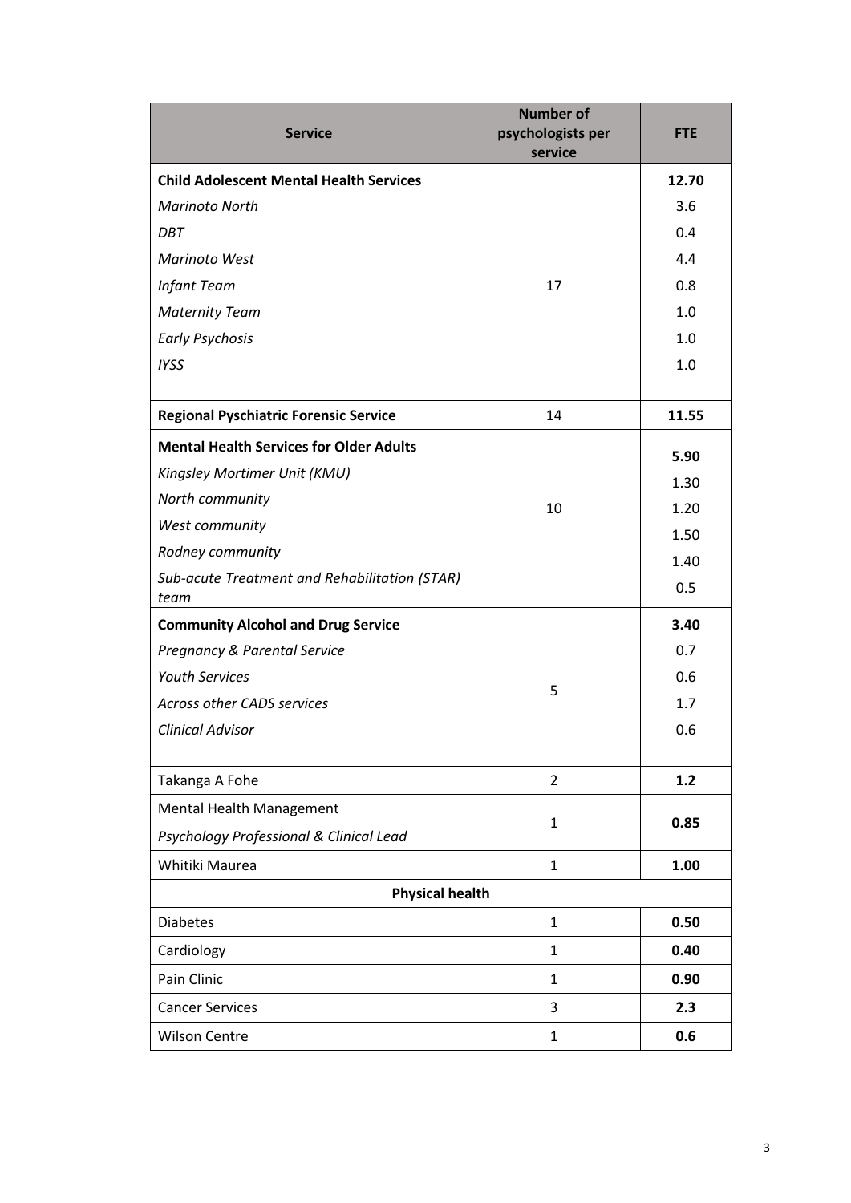| Service | Number of psychologists per service | FTE |
| --- | --- | --- |
| **Child Adolescent Mental Health Services** | 17 | **12.70** |
| *Marinoto North* | | 3.6 |
| *DBT* | | 0.4 |
| *Marinoto West* | | 4.4 |
| *Infant Team* | | 0.8 |
| *Maternity Team* | | 1.0 |
| *Early Psychosis* | | 1.0 |
| *IYSS* | | 1.0 |
| **Regional Pyschiatric Forensic Service** | 14 | **11.55** |
| **Mental Health Services for Older Adults** | 10 | **5.90** |
| *Kingsley Mortimer Unit (KMU)* | | 1.30 |
| *North community* | | 1.20 |
| *West community* | | 1.50 |
| *Rodney community* | | 1.40 |
| *Sub-acute Treatment and Rehabilitation (STAR) team* | | 0.5 |
| **Community Alcohol and Drug Service** | 5 | **3.40** |
| *Pregnancy & Parental Service* | | 0.7 |
| *Youth Services* | | 0.6 |
| *Across other CADS services* | | 1.7 |
| *Clinical Advisor* | | 0.6 |
| Takanga A Fohe | 2 | **1.2** |
| Mental Health Management<br>*Psychology Professional & Clinical Lead* | 1 | **0.85** |
| Whitiki Maurea | 1 | **1.00** |
| **Physical health** | | |
| Diabetes | 1 | **0.50** |
| Cardiology | 1 | **0.40** |
| Pain Clinic | 1 | **0.90** |
| Cancer Services | 3 | **2.3** |
| Wilson Centre | 1 | **0.6** |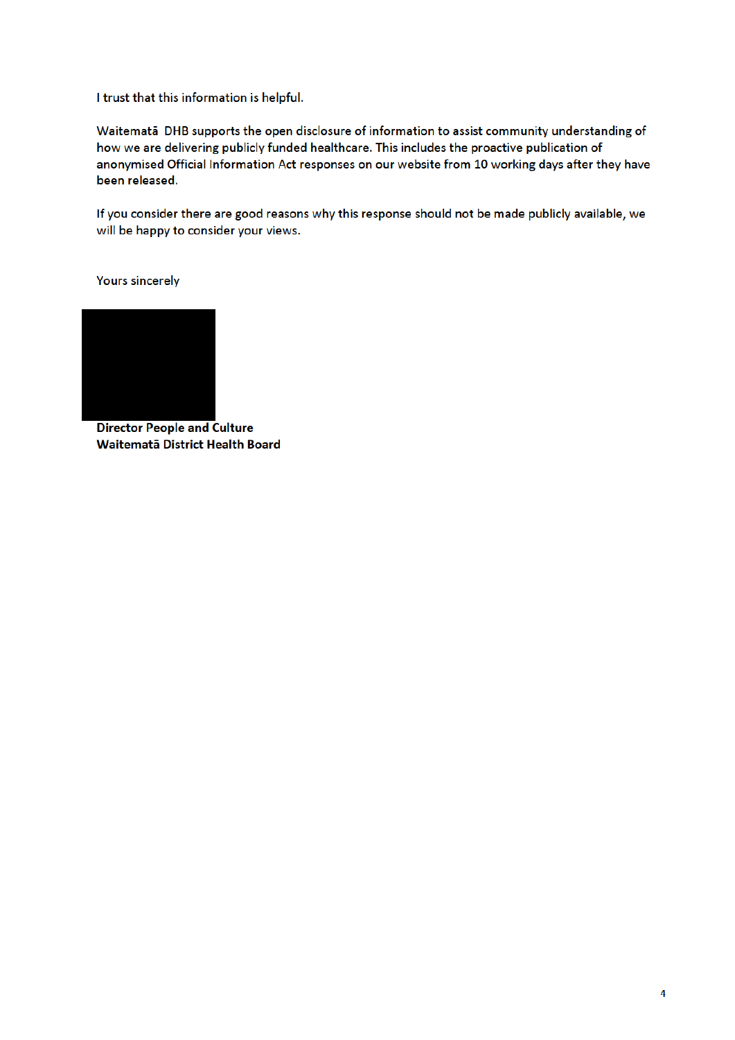I trust that this information is helpful.

Waitematā DHB supports the open disclosure of information to assist community understanding of how we are delivering publicly funded healthcare. This includes the proactive publication of anonymised Official Information Act responses on our website from 10 working days after they have been released.

If you consider there are good reasons why this response should not be made publicly available, we will be happy to consider your views.

Yours sincerely

**Director People and Culture**
**Waitematā District Health Board**